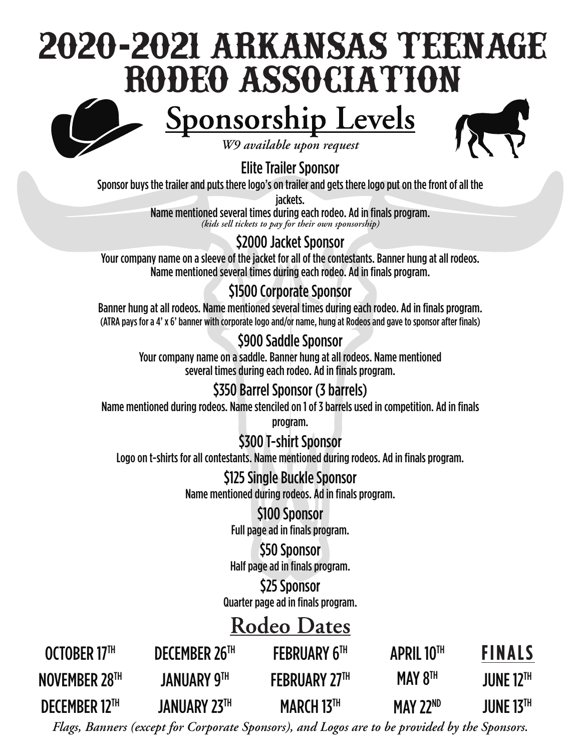# 2020-2021 Arkansas Teenage Rodeo Association

## Sponsorship Levels

*W9 available upon request*

### Elite Trailer Sponsor

Sponsor buys the trailer and puts there logo's on trailer and gets there logo put on the front of all the jackets.

Name mentioned several times during each rodeo. Ad in finals program.

*(kids sell tickets to pay for their own sponsorship)*

### $2000 Jacket Sponsor

Your company name on a sleeve of the jacket for all of the contestants. Banner hung at all rodeos. Name mentioned several times during each rodeo. Ad in finals program.

### $1500 Corporate Sponsor

Banner hung at all rodeos. Name mentioned several times during each rodeo. Ad in finals program.
(ATRA pays for a 4' x 6' banner with corporate logo and/or name, hung at Rodeos and gave to sponsor after finals)

### $900 Saddle Sponsor

Your company name on a saddle. Banner hung at all rodeos. Name mentioned several times during each rodeo. Ad in finals program.

### $350 Barrel Sponsor (3 barrels)

Name mentioned during rodeos. Name stenciled on 1 of 3 barrels used in competition. Ad in finals program.

### $300 T-shirt Sponsor

Logo on t-shirts for all contestants. Name mentioned during rodeos. Ad in finals program.

### $125 Single Buckle Sponsor

Name mentioned during rodeos. Ad in finals program.

### $100 Sponsor

Full page ad in finals program.

### $50 Sponsor

Half page ad in finals program.

### $25 Sponsor

Quarter page ad in finals program.

## Rodeo Dates

| | | | | **FINALS** |
|---|---|---|---|---|
| OCTOBER 17TH | DECEMBER 26TH | FEBRUARY 6TH | APRIL 10TH | |
| NOVEMBER 28TH | JANUARY 9TH | FEBRUARY 27TH | MAY 8TH | JUNE 12TH |
| DECEMBER 12TH | JANUARY 23TH | MARCH 13TH | MAY 22ND | JUNE 13TH |

*Flags, Banners (except for Corporate Sponsors), and Logos are to be provided by the Sponsors.*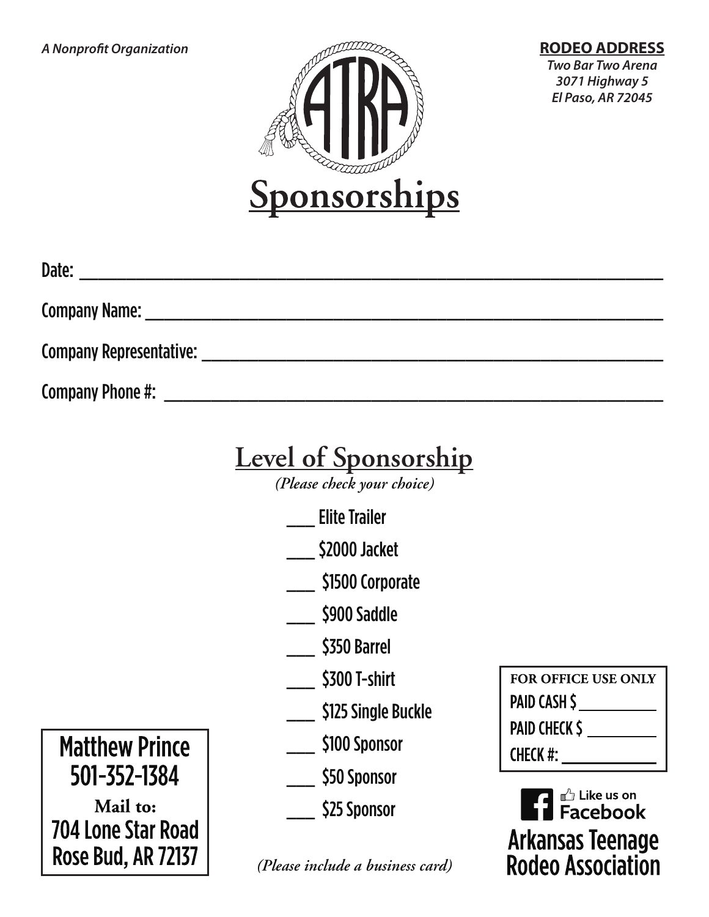*A Nonprofit Organization*

**RODEO ADDRESS**
*Two Bar Two Arena*
*3071 Highway 5*
*El Paso, AR 72045*

ATRA

# Sponsorships

Date: ______________________________________________

Company Name: ______________________________________________

Company Representative: ______________________________________________

Company Phone #: ______________________________________________

## Level of Sponsorship

*(Please check your choice)*

___ Elite Trailer

___ $2000 Jacket

___ $1500 Corporate

___ $900 Saddle

___ $350 Barrel

___ $300 T-shirt

___ $125 Single Buckle

___ $100 Sponsor

___ $50 Sponsor

___ $25 Sponsor

*(Please include a business card)*

Matthew Prince
501-352-1384
**Mail to:**
704 Lone Star Road
Rose Bud, AR 72137

FOR OFFICE USE ONLY
PAID CASH $ __________
PAID CHECK $ __________
CHECK #: __________

Like us on Facebook
Arkansas Teenage Rodeo Association